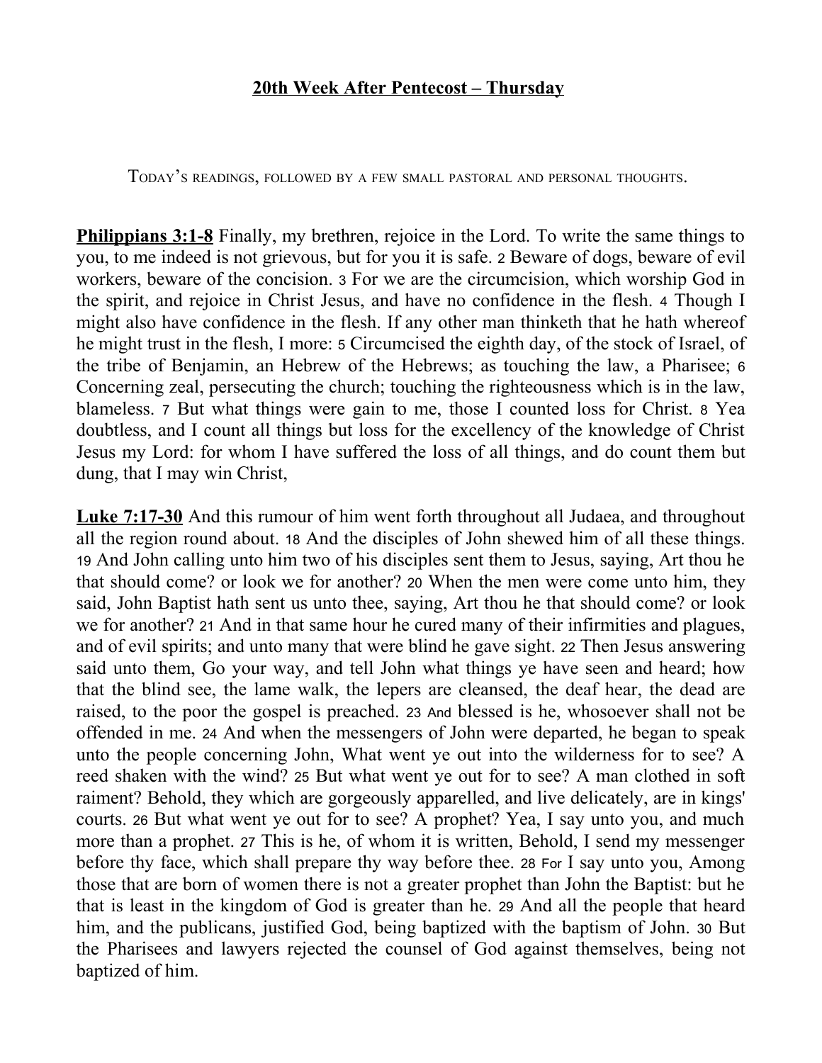## 20th Week After Pentecost – Thursday

Today's readings, followed by a few small pastoral and personal thoughts.

**Philippians 3:1-8** Finally, my brethren, rejoice in the Lord. To write the same things to you, to me indeed is not grievous, but for you it is safe. 2 Beware of dogs, beware of evil workers, beware of the concision. 3 For we are the circumcision, which worship God in the spirit, and rejoice in Christ Jesus, and have no confidence in the flesh. 4 Though I might also have confidence in the flesh. If any other man thinketh that he hath whereof he might trust in the flesh, I more: 5 Circumcised the eighth day, of the stock of Israel, of the tribe of Benjamin, an Hebrew of the Hebrews; as touching the law, a Pharisee; 6 Concerning zeal, persecuting the church; touching the righteousness which is in the law, blameless. 7 But what things were gain to me, those I counted loss for Christ. 8 Yea doubtless, and I count all things but loss for the excellency of the knowledge of Christ Jesus my Lord: for whom I have suffered the loss of all things, and do count them but dung, that I may win Christ,

**Luke 7:17-30** And this rumour of him went forth throughout all Judaea, and throughout all the region round about. 18 And the disciples of John shewed him of all these things. 19 And John calling unto him two of his disciples sent them to Jesus, saying, Art thou he that should come? or look we for another? 20 When the men were come unto him, they said, John Baptist hath sent us unto thee, saying, Art thou he that should come? or look we for another? 21 And in that same hour he cured many of their infirmities and plagues, and of evil spirits; and unto many that were blind he gave sight. 22 Then Jesus answering said unto them, Go your way, and tell John what things ye have seen and heard; how that the blind see, the lame walk, the lepers are cleansed, the deaf hear, the dead are raised, to the poor the gospel is preached. 23 And blessed is he, whosoever shall not be offended in me. 24 And when the messengers of John were departed, he began to speak unto the people concerning John, What went ye out into the wilderness for to see? A reed shaken with the wind? 25 But what went ye out for to see? A man clothed in soft raiment? Behold, they which are gorgeously apparelled, and live delicately, are in kings' courts. 26 But what went ye out for to see? A prophet? Yea, I say unto you, and much more than a prophet. 27 This is he, of whom it is written, Behold, I send my messenger before thy face, which shall prepare thy way before thee. 28 For I say unto you, Among those that are born of women there is not a greater prophet than John the Baptist: but he that is least in the kingdom of God is greater than he. 29 And all the people that heard him, and the publicans, justified God, being baptized with the baptism of John. 30 But the Pharisees and lawyers rejected the counsel of God against themselves, being not baptized of him.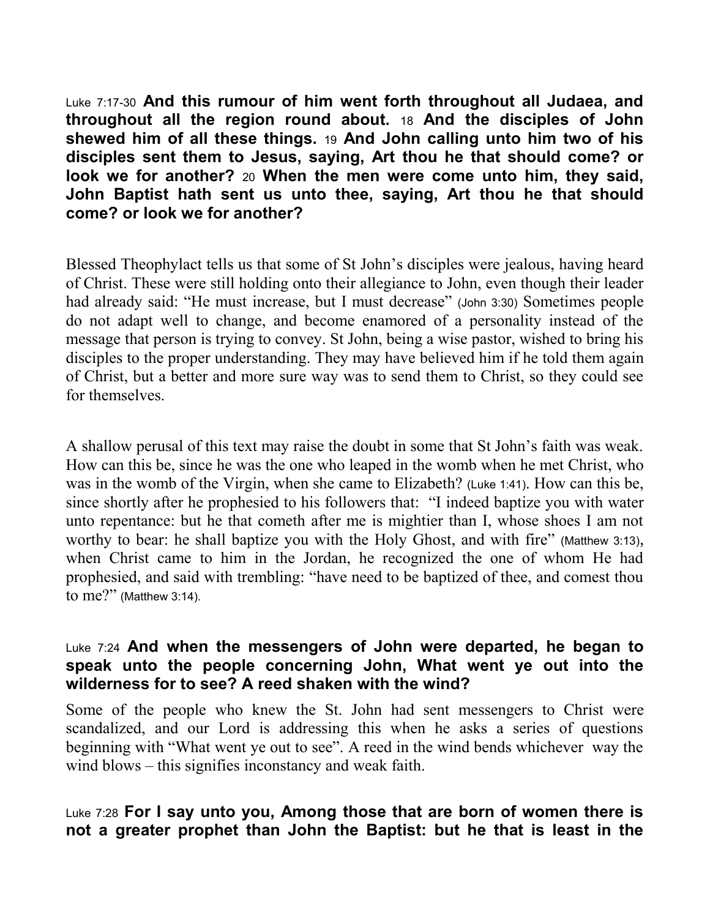Luke 7:17-30 **And this rumour of him went forth throughout all Judaea, and throughout all the region round about.** 18 **And the disciples of John shewed him of all these things.** 19 **And John calling unto him two of his disciples sent them to Jesus, saying, Art thou he that should come? or look we for another?** 20 **When the men were come unto him, they said, John Baptist hath sent us unto thee, saying, Art thou he that should come? or look we for another?**

Blessed Theophylact tells us that some of St John's disciples were jealous, having heard of Christ. These were still holding onto their allegiance to John, even though their leader had already said: "He must increase, but I must decrease" (John 3:30) Sometimes people do not adapt well to change, and become enamored of a personality instead of the message that person is trying to convey. St John, being a wise pastor, wished to bring his disciples to the proper understanding. They may have believed him if he told them again of Christ, but a better and more sure way was to send them to Christ, so they could see for themselves.

A shallow perusal of this text may raise the doubt in some that St John's faith was weak. How can this be, since he was the one who leaped in the womb when he met Christ, who was in the womb of the Virgin, when she came to Elizabeth? (Luke 1:41). How can this be, since shortly after he prophesied to his followers that: "I indeed baptize you with water unto repentance: but he that cometh after me is mightier than I, whose shoes I am not worthy to bear: he shall baptize you with the Holy Ghost, and with fire" (Matthew 3:13), when Christ came to him in the Jordan, he recognized the one of whom He had prophesied, and said with trembling: "have need to be baptized of thee, and comest thou to me?" (Matthew 3:14).

Luke 7:24 **And when the messengers of John were departed, he began to speak unto the people concerning John, What went ye out into the wilderness for to see? A reed shaken with the wind?**

Some of the people who knew the St. John had sent messengers to Christ were scandalized, and our Lord is addressing this when he asks a series of questions beginning with "What went ye out to see". A reed in the wind bends whichever way the wind blows – this signifies inconstancy and weak faith.

Luke 7:28 **For I say unto you, Among those that are born of women there is not a greater prophet than John the Baptist: but he that is least in the**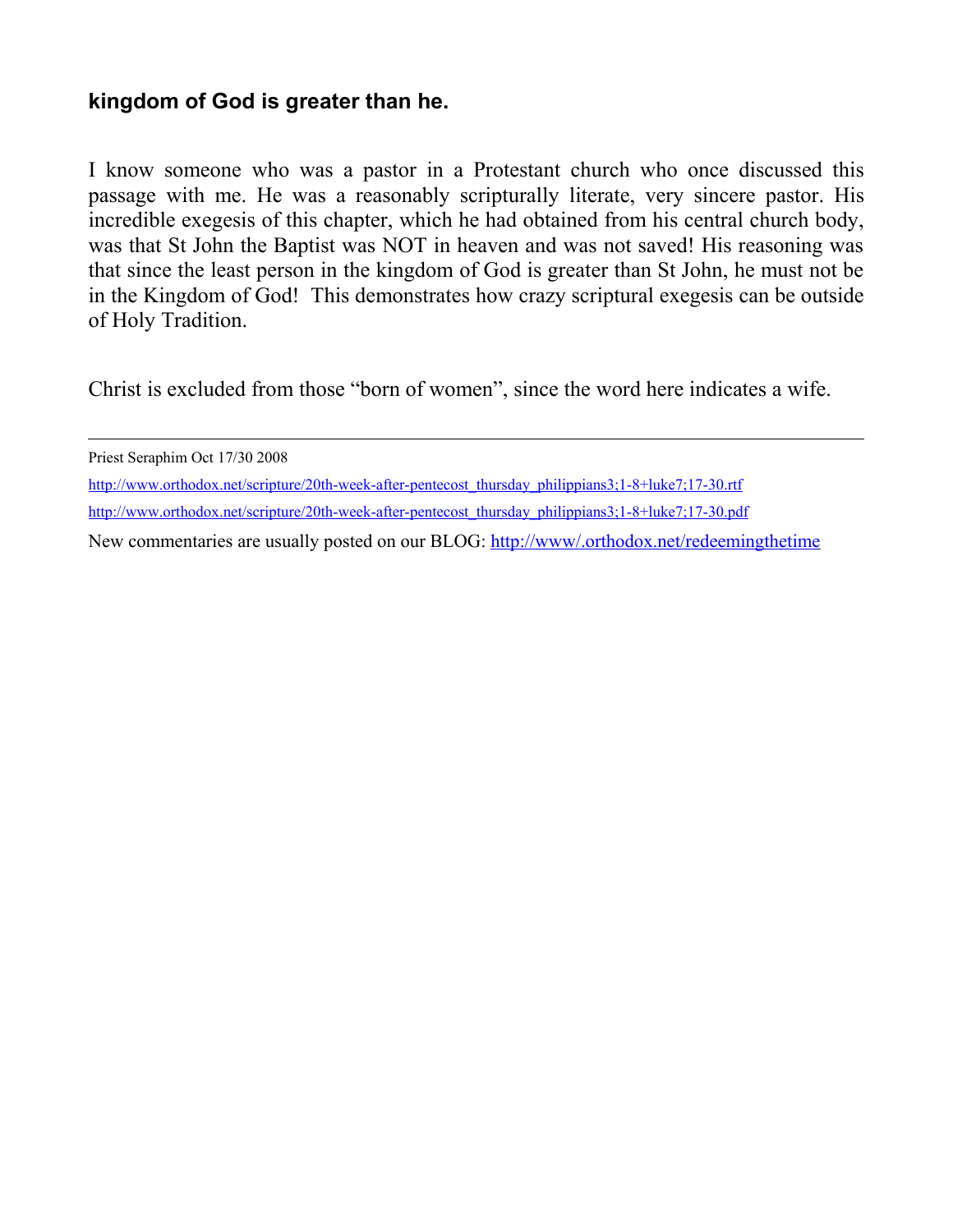**kingdom of God is greater than he.**

I know someone who was a pastor in a Protestant church who once discussed this passage with me. He was a reasonably scripturally literate, very sincere pastor. His incredible exegesis of this chapter, which he had obtained from his central church body, was that St John the Baptist was NOT in heaven and was not saved! His reasoning was that since the least person in the kingdom of God is greater than St John, he must not be in the Kingdom of God! This demonstrates how crazy scriptural exegesis can be outside of Holy Tradition.

Christ is excluded from those "born of women", since the word here indicates a wife.

---

Priest Seraphim Oct 17/30 2008

http://www.orthodox.net/scripture/20th-week-after-pentecost_thursday_philippians3;1-8+luke7;17-30.rtf

http://www.orthodox.net/scripture/20th-week-after-pentecost_thursday_philippians3;1-8+luke7;17-30.pdf

New commentaries are usually posted on our BLOG: http://www/.orthodox.net/redeemingthetime